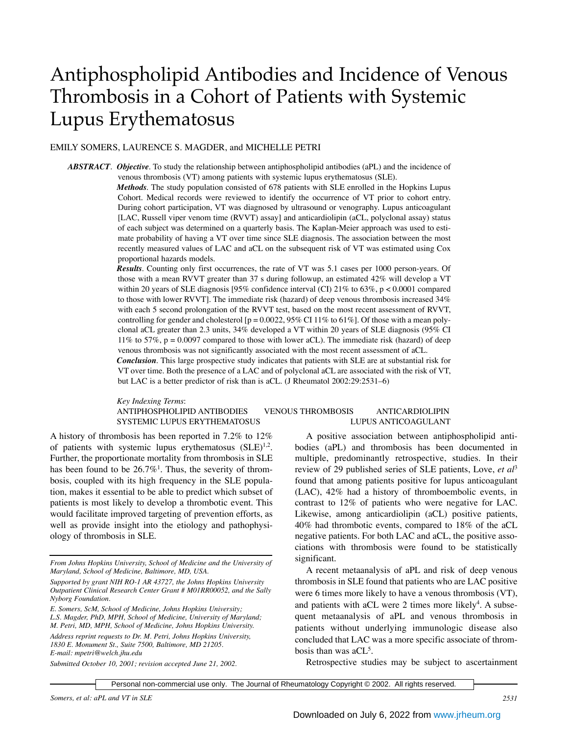# Antiphospholipid Antibodies and Incidence of Venous Thrombosis in a Cohort of Patients with Systemic Lupus Erythematosus

EMILY SOMERS, LAURENCE S. MAGDER, and MICHELLE PETRI

***ABSTRACT***. ***Objective***. To study the relationship between antiphospholipid antibodies (aPL) and the incidence of venous thrombosis (VT) among patients with systemic lupus erythematosus (SLE).

***Methods***. The study population consisted of 678 patients with SLE enrolled in the Hopkins Lupus Cohort. Medical records were reviewed to identify the occurrence of VT prior to cohort entry. During cohort participation, VT was diagnosed by ultrasound or venography. Lupus anticoagulant [LAC, Russell viper venom time (RVVT) assay] and anticardiolipin (aCL, polyclonal assay) status of each subject was determined on a quarterly basis. The Kaplan-Meier approach was used to estimate probability of having a VT over time since SLE diagnosis. The association between the most recently measured values of LAC and aCL on the subsequent risk of VT was estimated using Cox proportional hazards models.

***Results***. Counting only first occurrences, the rate of VT was 5.1 cases per 1000 person-years. Of those with a mean RVVT greater than 37 s during followup, an estimated 42% will develop a VT within 20 years of SLE diagnosis [95% confidence interval (CI) 21% to 63%, $p < 0.0001$ compared to those with lower RVVT]. The immediate risk (hazard) of deep venous thrombosis increased 34% with each 5 second prolongation of the RVVT test, based on the most recent assessment of RVVT, controlling for gender and cholesterol [$p = 0.0022$, 95% CI 11% to 61%]. Of those with a mean polyclonal aCL greater than 2.3 units, 34% developed a VT within 20 years of SLE diagnosis (95% CI 11% to 57%, $p = 0.0097$ compared to those with lower aCL). The immediate risk (hazard) of deep venous thrombosis was not significantly associated with the most recent assessment of aCL.

***Conclusion***. This large prospective study indicates that patients with SLE are at substantial risk for VT over time. Both the presence of a LAC and of polyclonal aCL are associated with the risk of VT, but LAC is a better predictor of risk than is aCL. (J Rheumatol 2002:29:2531–6)

*Key Indexing Terms*:
ANTIPHOSPHOLIPID ANTIBODIES VENOUS THROMBOSIS ANTICARDIOLIPIN
SYSTEMIC LUPUS ERYTHEMATOSUS LUPUS ANTICOAGULANT

A history of thrombosis has been reported in 7.2% to 12% of patients with systemic lupus erythematosus (SLE)[1,2]. Further, the proportionate mortality from thrombosis in SLE has been found to be 26.7%[1]. Thus, the severity of thrombosis, coupled with its high frequency in the SLE population, makes it essential to be able to predict which subset of patients is most likely to develop a thrombotic event. This would facilitate improved targeting of prevention efforts, as well as provide insight into the etiology and pathophysiology of thrombosis in SLE.

A positive association between antiphospholipid antibodies (aPL) and thrombosis has been documented in multiple, predominantly retrospective, studies. In their review of 29 published series of SLE patients, Love, *et al*[3] found that among patients positive for lupus anticoagulant (LAC), 42% had a history of thromboembolic events, in contrast to 12% of patients who were negative for LAC. Likewise, among anticardiolipin (aCL) positive patients, 40% had thrombotic events, compared to 18% of the aCL negative patients. For both LAC and aCL, the positive associations with thrombosis were found to be statistically significant.

A recent metaanalysis of aPL and risk of deep venous thrombosis in SLE found that patients who are LAC positive were 6 times more likely to have a venous thrombosis (VT), and patients with aCL were 2 times more likely[4]. A subsequent metaanalysis of aPL and venous thrombosis in patients without underlying immunologic disease also concluded that LAC was a more specific associate of thrombosis than was aCL[5].

Retrospective studies may be subject to ascertainment

*From Johns Hopkins University, School of Medicine and the University of Maryland, School of Medicine, Baltimore, MD, USA.*

*Supported by grant NIH RO-1 AR 43727, the Johns Hopkins University Outpatient Clinical Research Center Grant # M01RR00052, and the Sally Nyborg Foundation.*

*E. Somers, ScM, School of Medicine, Johns Hopkins University; L.S. Magder, PhD, MPH, School of Medicine, University of Maryland; M. Petri, MD, MPH, School of Medicine, Johns Hopkins University.*

*Address reprint requests to Dr. M. Petri, Johns Hopkins University, 1830 E. Monument St., Suite 7500, Baltimore, MD 21205. E-mail: mpetri@welch.jhu.edu*

*Submitted October 10, 2001; revision accepted June 21, 2002.*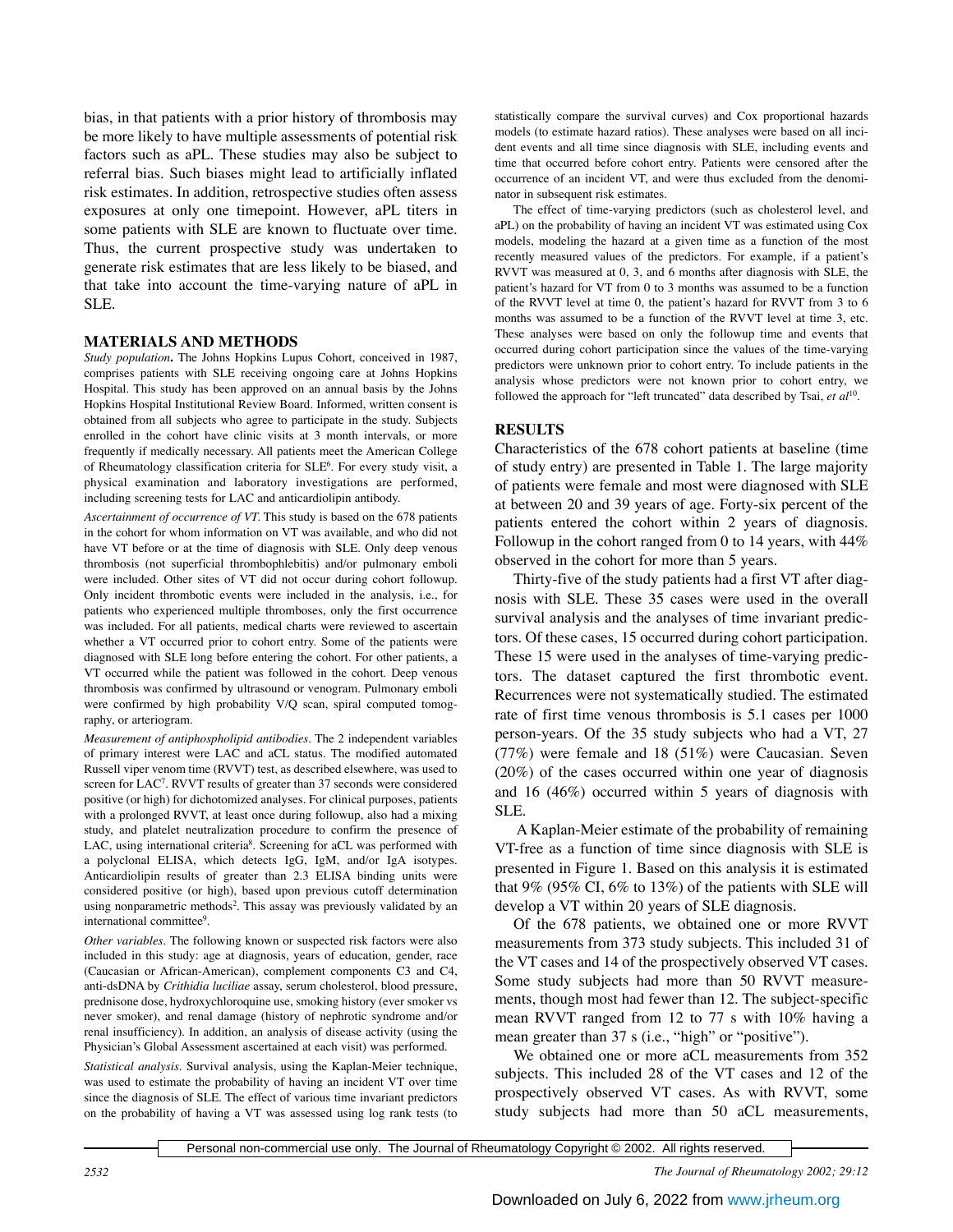bias, in that patients with a prior history of thrombosis may be more likely to have multiple assessments of potential risk factors such as aPL. These studies may also be subject to referral bias. Such biases might lead to artificially inflated risk estimates. In addition, retrospective studies often assess exposures at only one timepoint. However, aPL titers in some patients with SLE are known to fluctuate over time. Thus, the current prospective study was undertaken to generate risk estimates that are less likely to be biased, and that take into account the time-varying nature of aPL in SLE.

## MATERIALS AND METHODS

*Study population*. The Johns Hopkins Lupus Cohort, conceived in 1987, comprises patients with SLE receiving ongoing care at Johns Hopkins Hospital. This study has been approved on an annual basis by the Johns Hopkins Hospital Institutional Review Board. Informed, written consent is obtained from all subjects who agree to participate in the study. Subjects enrolled in the cohort have clinic visits at 3 month intervals, or more frequently if medically necessary. All patients meet the American College of Rheumatology classification criteria for SLE[6]. For every study visit, a physical examination and laboratory investigations are performed, including screening tests for LAC and anticardiolipin antibody.

*Ascertainment of occurrence of VT*. This study is based on the 678 patients in the cohort for whom information on VT was available, and who did not have VT before or at the time of diagnosis with SLE. Only deep venous thrombosis (not superficial thrombophlebitis) and/or pulmonary emboli were included. Other sites of VT did not occur during cohort followup. Only incident thrombotic events were included in the analysis, i.e., for patients who experienced multiple thromboses, only the first occurrence was included. For all patients, medical charts were reviewed to ascertain whether a VT occurred prior to cohort entry. Some of the patients were diagnosed with SLE long before entering the cohort. For other patients, a VT occurred while the patient was followed in the cohort. Deep venous thrombosis was confirmed by ultrasound or venogram. Pulmonary emboli were confirmed by high probability V/Q scan, spiral computed tomography, or arteriogram.

*Measurement of antiphospholipid antibodies*. The 2 independent variables of primary interest were LAC and aCL status. The modified automated Russell viper venom time (RVVT) test, as described elsewhere, was used to screen for LAC[7]. RVVT results of greater than 37 seconds were considered positive (or high) for dichotomized analyses. For clinical purposes, patients with a prolonged RVVT, at least once during followup, also had a mixing study, and platelet neutralization procedure to confirm the presence of LAC, using international criteria[8]. Screening for aCL was performed with a polyclonal ELISA, which detects IgG, IgM, and/or IgA isotypes. Anticardiolipin results of greater than 2.3 ELISA binding units were considered positive (or high), based upon previous cutoff determination using nonparametric methods[2]. This assay was previously validated by an international committee[9].

*Other variables*. The following known or suspected risk factors were also included in this study: age at diagnosis, years of education, gender, race (Caucasian or African-American), complement components C3 and C4, anti-dsDNA by *Crithidia luciliae* assay, serum cholesterol, blood pressure, prednisone dose, hydroxychloroquine use, smoking history (ever smoker vs never smoker), and renal damage (history of nephrotic syndrome and/or renal insufficiency). In addition, an analysis of disease activity (using the Physician's Global Assessment ascertained at each visit) was performed.

*Statistical analysis*. Survival analysis, using the Kaplan-Meier technique, was used to estimate the probability of having an incident VT over time since the diagnosis of SLE. The effect of various time invariant predictors on the probability of having a VT was assessed using log rank tests (to statistically compare the survival curves) and Cox proportional hazards models (to estimate hazard ratios). These analyses were based on all incident events and all time since diagnosis with SLE, including events and time that occurred before cohort entry. Patients were censored after the occurrence of an incident VT, and were thus excluded from the denominator in subsequent risk estimates.

The effect of time-varying predictors (such as cholesterol level, and aPL) on the probability of having an incident VT was estimated using Cox models, modeling the hazard at a given time as a function of the most recently measured values of the predictors. For example, if a patient's RVVT was measured at 0, 3, and 6 months after diagnosis with SLE, the patient's hazard for VT from 0 to 3 months was assumed to be a function of the RVVT level at time 0, the patient's hazard for RVVT from 3 to 6 months was assumed to be a function of the RVVT level at time 3, etc. These analyses were based on only the followup time and events that occurred during cohort participation since the values of the time-varying predictors were unknown prior to cohort entry. To include patients in the analysis whose predictors were not known prior to cohort entry, we followed the approach for "left truncated" data described by Tsai, *et al*[10].

## RESULTS

Characteristics of the 678 cohort patients at baseline (time of study entry) are presented in Table 1. The large majority of patients were female and most were diagnosed with SLE at between 20 and 39 years of age. Forty-six percent of the patients entered the cohort within 2 years of diagnosis. Followup in the cohort ranged from 0 to 14 years, with 44% observed in the cohort for more than 5 years.

Thirty-five of the study patients had a first VT after diagnosis with SLE. These 35 cases were used in the overall survival analysis and the analyses of time invariant predictors. Of these cases, 15 occurred during cohort participation. These 15 were used in the analyses of time-varying predictors. The dataset captured the first thrombotic event. Recurrences were not systematically studied. The estimated rate of first time venous thrombosis is 5.1 cases per 1000 person-years. Of the 35 study subjects who had a VT, 27 (77%) were female and 18 (51%) were Caucasian. Seven (20%) of the cases occurred within one year of diagnosis and 16 (46%) occurred within 5 years of diagnosis with SLE.

A Kaplan-Meier estimate of the probability of remaining VT-free as a function of time since diagnosis with SLE is presented in Figure 1. Based on this analysis it is estimated that 9% (95% CI, 6% to 13%) of the patients with SLE will develop a VT within 20 years of SLE diagnosis.

Of the 678 patients, we obtained one or more RVVT measurements from 373 study subjects. This included 31 of the VT cases and 14 of the prospectively observed VT cases. Some study subjects had more than 50 RVVT measurements, though most had fewer than 12. The subject-specific mean RVVT ranged from 12 to 77 s with 10% having a mean greater than 37 s (i.e., "high" or "positive").

We obtained one or more aCL measurements from 352 subjects. This included 28 of the VT cases and 12 of the prospectively observed VT cases. As with RVVT, some study subjects had more than 50 aCL measurements,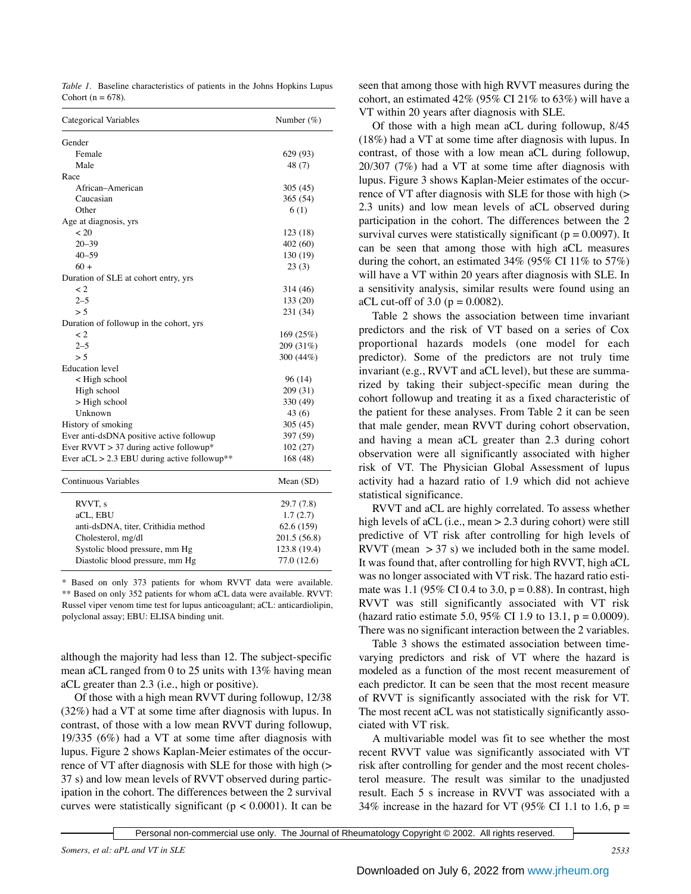*Table 1.* Baseline characteristics of patients in the Johns Hopkins Lupus Cohort (n = 678).

| Categorical Variables | Number (%) |
|---|---|
| Gender | |
| Female | 629 (93) |
| Male | 48 (7) |
| Race | |
| African–American | 305 (45) |
| Caucasian | 365 (54) |
| Other | 6 (1) |
| Age at diagnosis, yrs | |
| < 20 | 123 (18) |
| 20–39 | 402 (60) |
| 40–59 | 130 (19) |
| 60 + | 23 (3) |
| Duration of SLE at cohort entry, yrs | |
| < 2 | 314 (46) |
| 2–5 | 133 (20) |
| > 5 | 231 (34) |
| Duration of followup in the cohort, yrs | |
| < 2 | 169 (25%) |
| 2–5 | 209 (31%) |
| > 5 | 300 (44%) |
| Education level | |
| < High school | 96 (14) |
| High school | 209 (31) |
| > High school | 330 (49) |
| Unknown | 43 (6) |
| History of smoking | 305 (45) |
| Ever anti-dsDNA positive active followup | 397 (59) |
| Ever RVVT > 37 during active followup* | 102 (27) |
| Ever aCL > 2.3 EBU during active followup** | 168 (48) |

| Continuous Variables | Mean (SD) |
|---|---|
| RVVT, s | 29.7 (7.8) |
| aCL, EBU | 1.7 (2.7) |
| anti-dsDNA, titer, Crithidia method | 62.6 (159) |
| Cholesterol, mg/dl | 201.5 (56.8) |
| Systolic blood pressure, mm Hg | 123.8 (19.4) |
| Diastolic blood pressure, mm Hg | 77.0 (12.6) |

\* Based on only 373 patients for whom RVVT data were available. ** Based on only 352 patients for whom aCL data were available. RVVT: Russel viper venom time test for lupus anticoagulant; aCL: anticardiolipin, polyclonal assay; EBU: ELISA binding unit.

although the majority had less than 12. The subject-specific mean aCL ranged from 0 to 25 units with 13% having mean aCL greater than 2.3 (i.e., high or positive).

Of those with a high mean RVVT during followup, 12/38 (32%) had a VT at some time after diagnosis with lupus. In contrast, of those with a low mean RVVT during followup, 19/335 (6%) had a VT at some time after diagnosis with lupus. Figure 2 shows Kaplan-Meier estimates of the occurrence of VT after diagnosis with SLE for those with high (> 37 s) and low mean levels of RVVT observed during participation in the cohort. The differences between the 2 survival curves were statistically significant ($p < 0.0001$). It can be seen that among those with high RVVT measures during the cohort, an estimated 42% (95% CI 21% to 63%) will have a VT within 20 years after diagnosis with SLE.

Of those with a high mean aCL during followup, 8/45 (18%) had a VT at some time after diagnosis with lupus. In contrast, of those with a low mean aCL during followup, 20/307 (7%) had a VT at some time after diagnosis with lupus. Figure 3 shows Kaplan-Meier estimates of the occurrence of VT after diagnosis with SLE for those with high (> 2.3 units) and low mean levels of aCL observed during participation in the cohort. The differences between the 2 survival curves were statistically significant ($p = 0.0097$). It can be seen that among those with high aCL measures during the cohort, an estimated 34% (95% CI 11% to 57%) will have a VT within 20 years after diagnosis with SLE. In a sensitivity analysis, similar results were found using an aCL cut-off of 3.0 ($p = 0.0082$).

Table 2 shows the association between time invariant predictors and the risk of VT based on a series of Cox proportional hazards models (one model for each predictor). Some of the predictors are not truly time invariant (e.g., RVVT and aCL level), but these are summarized by taking their subject-specific mean during the cohort followup and treating it as a fixed characteristic of the patient for these analyses. From Table 2 it can be seen that male gender, mean RVVT during cohort observation, and having a mean aCL greater than 2.3 during cohort observation were all significantly associated with higher risk of VT. The Physician Global Assessment of lupus activity had a hazard ratio of 1.9 which did not achieve statistical significance.

RVVT and aCL are highly correlated. To assess whether high levels of aCL (i.e., mean > 2.3 during cohort) were still predictive of VT risk after controlling for high levels of RVVT (mean > 37 s) we included both in the same model. It was found that, after controlling for high RVVT, high aCL was no longer associated with VT risk. The hazard ratio estimate was 1.1 (95% CI 0.4 to 3.0, $p = 0.88$). In contrast, high RVVT was still significantly associated with VT risk (hazard ratio estimate 5.0, 95% CI 1.9 to 13.1, $p = 0.0009$). There was no significant interaction between the 2 variables.

Table 3 shows the estimated association between time-varying predictors and risk of VT where the hazard is modeled as a function of the most recent measurement of each predictor. It can be seen that the most recent measure of RVVT is significantly associated with the risk for VT. The most recent aCL was not statistically significantly associated with VT risk.

A multivariable model was fit to see whether the most recent RVVT value was significantly associated with VT risk after controlling for gender and the most recent cholesterol measure. The result was similar to the unadjusted result. Each 5 s increase in RVVT was associated with a 34% increase in the hazard for VT (95% CI 1.1 to 1.6, p =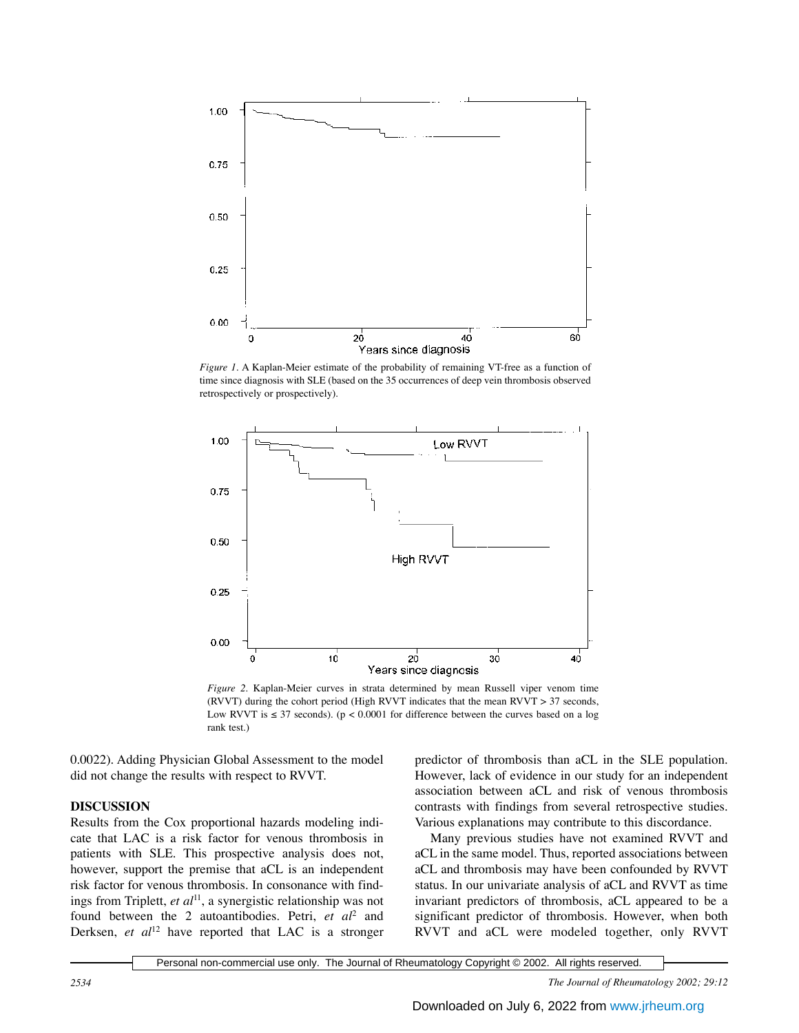*Figure 1*. A Kaplan-Meier estimate of the probability of remaining VT-free as a function of time since diagnosis with SLE (based on the 35 occurrences of deep vein thrombosis observed retrospectively or prospectively).

*Figure 2*. Kaplan-Meier curves in strata determined by mean Russell viper venom time (RVVT) during the cohort period (High RVVT indicates that the mean RVVT > 37 seconds, Low RVVT is ≤ 37 seconds). ($p < 0.0001$ for difference between the curves based on a log rank test.)

0.0022). Adding Physician Global Assessment to the model did not change the results with respect to RVVT.

## DISCUSSION

Results from the Cox proportional hazards modeling indicate that LAC is a risk factor for venous thrombosis in patients with SLE. This prospective analysis does not, however, support the premise that aCL is an independent risk factor for venous thrombosis. In consonance with findings from Triplett, *et al*[11], a synergistic relationship was not found between the 2 autoantibodies. Petri, *et al*[2] and Derksen, *et al*[12] have reported that LAC is a stronger predictor of thrombosis than aCL in the SLE population. However, lack of evidence in our study for an independent association between aCL and risk of venous thrombosis contrasts with findings from several retrospective studies. Various explanations may contribute to this discordance.

Many previous studies have not examined RVVT and aCL in the same model. Thus, reported associations between aCL and thrombosis may have been confounded by RVVT status. In our univariate analysis of aCL and RVVT as time invariant predictors of thrombosis, aCL appeared to be a significant predictor of thrombosis. However, when both RVVT and aCL were modeled together, only RVVT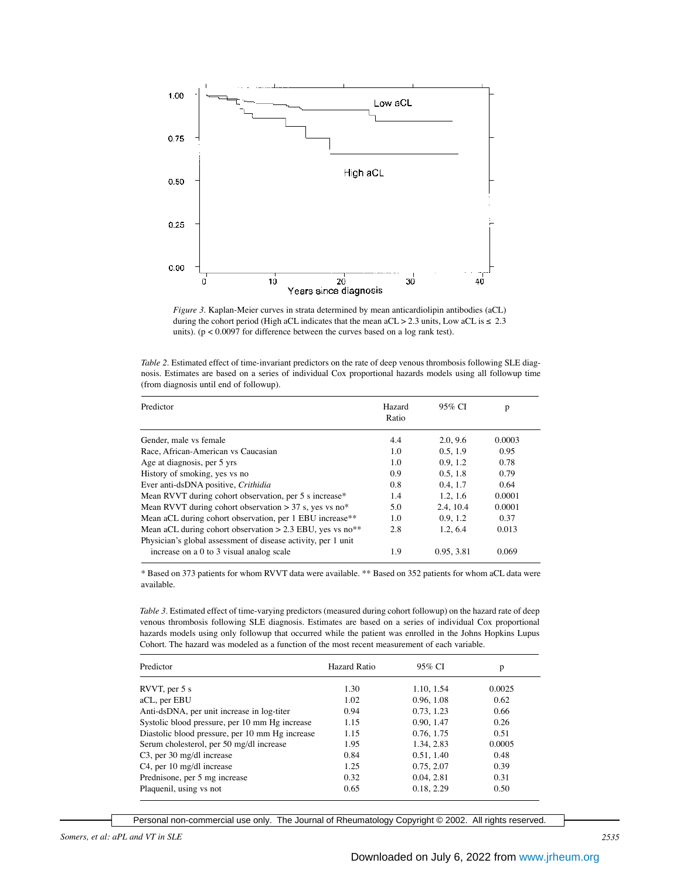*Figure 3.* Kaplan-Meier curves in strata determined by mean anticardiolipin antibodies (aCL) during the cohort period (High aCL indicates that the mean aCL > 2.3 units, Low aCL is ≤ 2.3 units). ($p < 0.0097$ for difference between the curves based on a log rank test).

*Table 2.* Estimated effect of time-invariant predictors on the rate of deep venous thrombosis following SLE diagnosis. Estimates are based on a series of individual Cox proportional hazards models using all followup time (from diagnosis until end of followup).

| Predictor | Hazard Ratio | 95% CI | p |
|---|---|---|---|
| Gender, male vs female | 4.4 | 2.0, 9.6 | 0.0003 |
| Race, African-American vs Caucasian | 1.0 | 0.5, 1.9 | 0.95 |
| Age at diagnosis, per 5 yrs | 1.0 | 0.9, 1.2 | 0.78 |
| History of smoking, yes vs no | 0.9 | 0.5, 1.8 | 0.79 |
| Ever anti-dsDNA positive, *Crithidia* | 0.8 | 0.4, 1.7 | 0.64 |
| Mean RVVT during cohort observation, per 5 s increase* | 1.4 | 1.2, 1.6 | 0.0001 |
| Mean RVVT during cohort observation > 37 s, yes vs no* | 5.0 | 2.4, 10.4 | 0.0001 |
| Mean aCL during cohort observation, per 1 EBU increase** | 1.0 | 0.9, 1.2 | 0.37 |
| Mean aCL during cohort observation > 2.3 EBU, yes vs no** | 2.8 | 1.2, 6.4 | 0.013 |
| Physician's global assessment of disease activity, per 1 unit increase on a 0 to 3 visual analog scale | 1.9 | 0.95, 3.81 | 0.069 |

\* Based on 373 patients for whom RVVT data were available. ** Based on 352 patients for whom aCL data were available.

*Table 3.* Estimated effect of time-varying predictors (measured during cohort followup) on the hazard rate of deep venous thrombosis following SLE diagnosis. Estimates are based on a series of individual Cox proportional hazards models using only followup that occurred while the patient was enrolled in the Johns Hopkins Lupus Cohort. The hazard was modeled as a function of the most recent measurement of each variable.

| Predictor | Hazard Ratio | 95% CI | p |
|---|---|---|---|
| RVVT, per 5 s | 1.30 | 1.10, 1.54 | 0.0025 |
| aCL, per EBU | 1.02 | 0.96, 1.08 | 0.62 |
| Anti-dsDNA, per unit increase in log-titer | 0.94 | 0.73, 1.23 | 0.66 |
| Systolic blood pressure, per 10 mm Hg increase | 1.15 | 0.90, 1.47 | 0.26 |
| Diastolic blood pressure, per 10 mm Hg increase | 1.15 | 0.76, 1.75 | 0.51 |
| Serum cholesterol, per 50 mg/dl increase | 1.95 | 1.34, 2.83 | 0.0005 |
| C3, per 30 mg/dl increase | 0.84 | 0.51, 1.40 | 0.48 |
| C4, per 10 mg/dl increase | 1.25 | 0.75, 2.07 | 0.39 |
| Prednisone, per 5 mg increase | 0.32 | 0.04, 2.81 | 0.31 |
| Plaquenil, using vs not | 0.65 | 0.18, 2.29 | 0.50 |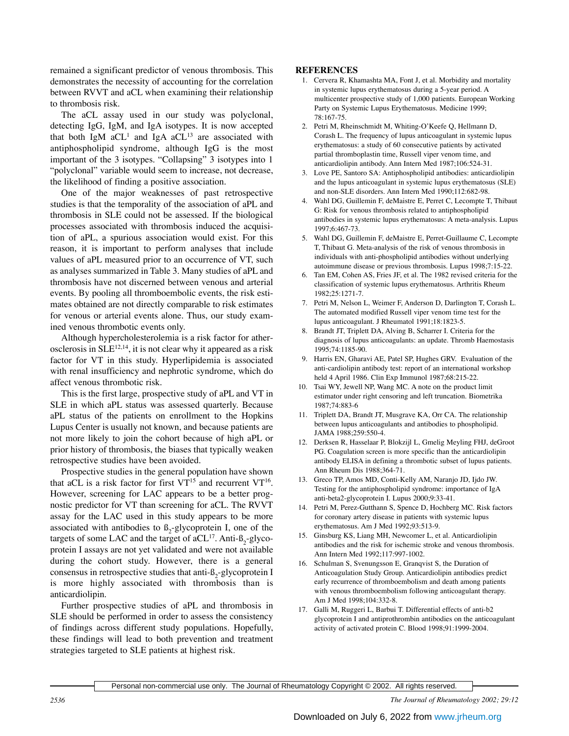remained a significant predictor of venous thrombosis. This demonstrates the necessity of accounting for the correlation between RVVT and aCL when examining their relationship to thrombosis risk.

The aCL assay used in our study was polyclonal, detecting IgG, IgM, and IgA isotypes. It is now accepted that both IgM aCL[1] and IgA aCL[13] are associated with antiphospholipid syndrome, although IgG is the most important of the 3 isotypes. "Collapsing" 3 isotypes into 1 "polyclonal" variable would seem to increase, not decrease, the likelihood of finding a positive association.

One of the major weaknesses of past retrospective studies is that the temporality of the association of aPL and thrombosis in SLE could not be assessed. If the biological processes associated with thrombosis induced the acquisition of aPL, a spurious association would exist. For this reason, it is important to perform analyses that include values of aPL measured prior to an occurrence of VT, such as analyses summarized in Table 3. Many studies of aPL and thrombosis have not discerned between venous and arterial events. By pooling all thromboembolic events, the risk estimates obtained are not directly comparable to risk estimates for venous or arterial events alone. Thus, our study examined venous thrombotic events only.

Although hypercholesterolemia is a risk factor for atherosclerosis in SLE[12,14], it is not clear why it appeared as a risk factor for VT in this study. Hyperlipidemia is associated with renal insufficiency and nephrotic syndrome, which do affect venous thrombotic risk.

This is the first large, prospective study of aPL and VT in SLE in which aPL status was assessed quarterly. Because aPL status of the patients on enrollment to the Hopkins Lupus Center is usually not known, and because patients are not more likely to join the cohort because of high aPL or prior history of thrombosis, the biases that typically weaken retrospective studies have been avoided.

Prospective studies in the general population have shown that aCL is a risk factor for first VT[15] and recurrent VT[16]. However, screening for LAC appears to be a better prognostic predictor for VT than screening for aCL. The RVVT assay for the LAC used in this study appears to be more associated with antibodies to $\beta_2$-glycoprotein I, one of the targets of some LAC and the target of aCL[17]. Anti-$\beta_2$-glycoprotein I assays are not yet validated and were not available during the cohort study. However, there is a general consensus in retrospective studies that anti-$\beta_2$-glycoprotein I is more highly associated with thrombosis than is anticardiolipin.

Further prospective studies of aPL and thrombosis in SLE should be performed in order to assess the consistency of findings across different study populations. Hopefully, these findings will lead to both prevention and treatment strategies targeted to SLE patients at highest risk.

## REFERENCES

1. Cervera R, Khamashta MA, Font J, et al. Morbidity and mortality in systemic lupus erythematosus during a 5-year period. A multicenter prospective study of 1,000 patients. European Working Party on Systemic Lupus Erythematosus. Medicine 1999; 78:167-75.
2. Petri M, Rheinschmidt M, Whiting-O'Keefe Q, Hellmann D, Corash L. The frequency of lupus anticoagulant in systemic lupus erythematosus: a study of 60 consecutive patients by activated partial thromboplastin time, Russell viper venom time, and anticardiolipin antibody. Ann Intern Med 1987;106:524-31.
3. Love PE, Santoro SA: Antiphospholipid antibodies: anticardiolipin and the lupus anticoagulant in systemic lupus erythematosus (SLE) and non-SLE disorders. Ann Intern Med 1990;112:682-98.
4. Wahl DG, Guillemin F, deMaistre E, Perret C, Lecompte T, Thibaut G: Risk for venous thrombosis related to antiphospholipid antibodies in systemic lupus erythematosus: A meta-analysis. Lupus 1997;6:467-73.
5. Wahl DG, Guillemin F, deMaistre E, Perret-Guillaume C, Lecompte T, Thibaut G. Meta-analysis of the risk of venous thrombosis in individuals with anti-phospholipid antibodies without underlying autoimmune disease or previous thrombosis. Lupus 1998;7:15-22.
6. Tan EM, Cohen AS, Fries JF, et al. The 1982 revised criteria for the classification of systemic lupus erythematosus. Arthritis Rheum 1982;25:1271-7.
7. Petri M, Nelson L, Weimer F, Anderson D, Darlington T, Corash L. The automated modified Russell viper venom time test for the lupus anticoagulant. J Rheumatol 1991;18:1823-5.
8. Brandt JT, Triplett DA, Alving B, Scharrer I. Criteria for the diagnosis of lupus anticoagulants: an update. Thromb Haemostasis 1995;74:1185-90.
9. Harris EN, Gharavi AE, Patel SP, Hughes GRV. Evaluation of the anti-cardiolipin antibody test: report of an international workshop held 4 April 1986. Clin Exp Immunol 1987;68:215-22.
10. Tsai WY, Jewell NP, Wang MC. A note on the product limit estimator under right censoring and left truncation. Biometrika 1987;74:883-6
11. Triplett DA, Brandt JT, Musgrave KA, Orr CA. The relationship between lupus anticoagulants and antibodies to phospholipid. JAMA 1988;259:550-4.
12. Derksen R, Hasselaar P, Blokzijl L, Gmelig Meyling FHJ, deGroot PG. Coagulation screen is more specific than the anticardiolipin antibody ELISA in defining a thrombotic subset of lupus patients. Ann Rheum Dis 1988;364-71.
13. Greco TP, Amos MD, Conti-Kelly AM, Naranjo JD, Ijdo JW. Testing for the antiphospholipid syndrome: importance of IgA anti-beta2-glycoprotein I. Lupus 2000;9:33-41.
14. Petri M, Perez-Gutthann S, Spence D, Hochberg MC. Risk factors for coronary artery disease in patients with systemic lupus erythematosus. Am J Med 1992;93:513-9.
15. Ginsburg KS, Liang MH, Newcomer L, et al. Anticardiolipin antibodies and the risk for ischemic stroke and venous thrombosis. Ann Intern Med 1992;117:997-1002.
16. Schulman S, Svenungsson E, Granqvist S, the Duration of Anticoagulation Study Group. Anticardiolipin antibodies predict early recurrence of thromboembolism and death among patients with venous thromboembolism following anticoagulant therapy. Am J Med 1998;104:332-8.
17. Galli M, Ruggeri L, Barbui T. Differential effects of anti-b2 glycoprotein I and antiprothrombin antibodies on the anticoagulant activity of activated protein C. Blood 1998;91:1999-2004.